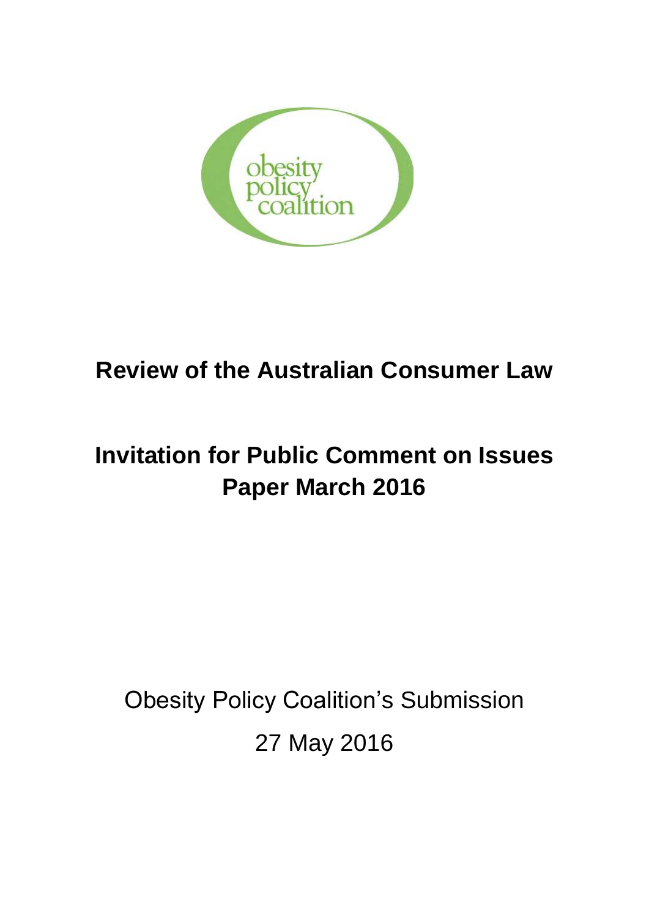obesity policy coalition

# Review of the Australian Consumer Law

# Invitation for Public Comment on Issues Paper March 2016

Obesity Policy Coalition's Submission

27 May 2016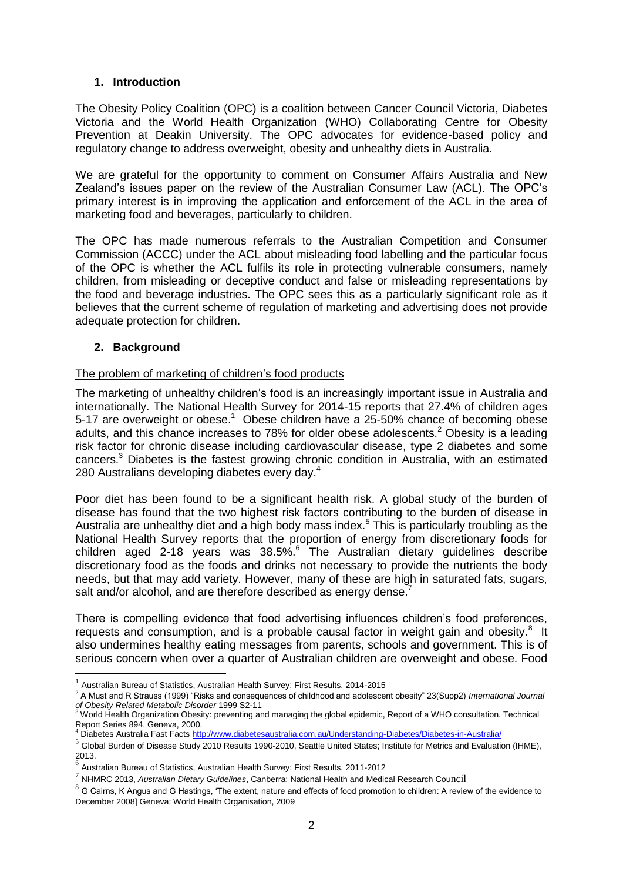## 1. Introduction

The Obesity Policy Coalition (OPC) is a coalition between Cancer Council Victoria, Diabetes Victoria and the World Health Organization (WHO) Collaborating Centre for Obesity Prevention at Deakin University. The OPC advocates for evidence-based policy and regulatory change to address overweight, obesity and unhealthy diets in Australia.

We are grateful for the opportunity to comment on Consumer Affairs Australia and New Zealand's issues paper on the review of the Australian Consumer Law (ACL). The OPC's primary interest is in improving the application and enforcement of the ACL in the area of marketing food and beverages, particularly to children.

The OPC has made numerous referrals to the Australian Competition and Consumer Commission (ACCC) under the ACL about misleading food labelling and the particular focus of the OPC is whether the ACL fulfils its role in protecting vulnerable consumers, namely children, from misleading or deceptive conduct and false or misleading representations by the food and beverage industries. The OPC sees this as a particularly significant role as it believes that the current scheme of regulation of marketing and advertising does not provide adequate protection for children.

## 2. Background

<u>The problem of marketing of children's food products</u>

The marketing of unhealthy children's food is an increasingly important issue in Australia and internationally. The National Health Survey for 2014-15 reports that 27.4% of children ages 5-17 are overweight or obese.[1] Obese children have a 25-50% chance of becoming obese adults, and this chance increases to 78% for older obese adolescents.[2] Obesity is a leading risk factor for chronic disease including cardiovascular disease, type 2 diabetes and some cancers.[3] Diabetes is the fastest growing chronic condition in Australia, with an estimated 280 Australians developing diabetes every day.[4]

Poor diet has been found to be a significant health risk. A global study of the burden of disease has found that the two highest risk factors contributing to the burden of disease in Australia are unhealthy diet and a high body mass index.[5] This is particularly troubling as the National Health Survey reports that the proportion of energy from discretionary foods for children aged 2-18 years was 38.5%.[6] The Australian dietary guidelines describe discretionary food as the foods and drinks not necessary to provide the nutrients the body needs, but that may add variety. However, many of these are high in saturated fats, sugars, salt and/or alcohol, and are therefore described as energy dense.[7]

There is compelling evidence that food advertising influences children's food preferences, requests and consumption, and is a probable causal factor in weight gain and obesity.[8] It also undermines healthy eating messages from parents, schools and government. This is of serious concern when over a quarter of Australian children are overweight and obese. Food

---

[1] Australian Bureau of Statistics, Australian Health Survey: First Results, 2014-2015

[2] A Must and R Strauss (1999) "Risks and consequences of childhood and adolescent obesity" 23(Supp2) *International Journal of Obesity Related Metabolic Disorder* 1999 S2-11

[3] World Health Organization Obesity: preventing and managing the global epidemic, Report of a WHO consultation. Technical Report Series 894. Geneva, 2000.

[4] Diabetes Australia Fast Facts http://www.diabetesaustralia.com.au/Understanding-Diabetes/Diabetes-in-Australia/

[5] Global Burden of Disease Study 2010 Results 1990-2010, Seattle United States; Institute for Metrics and Evaluation (IHME), 2013.

[6] Australian Bureau of Statistics, Australian Health Survey: First Results, 2011-2012

[7] NHMRC 2013, *Australian Dietary Guidelines*, Canberra: National Health and Medical Research Council

[8] G Cairns, K Angus and G Hastings, 'The extent, nature and effects of food promotion to children: A review of the evidence to December 2008] Geneva: World Health Organisation, 2009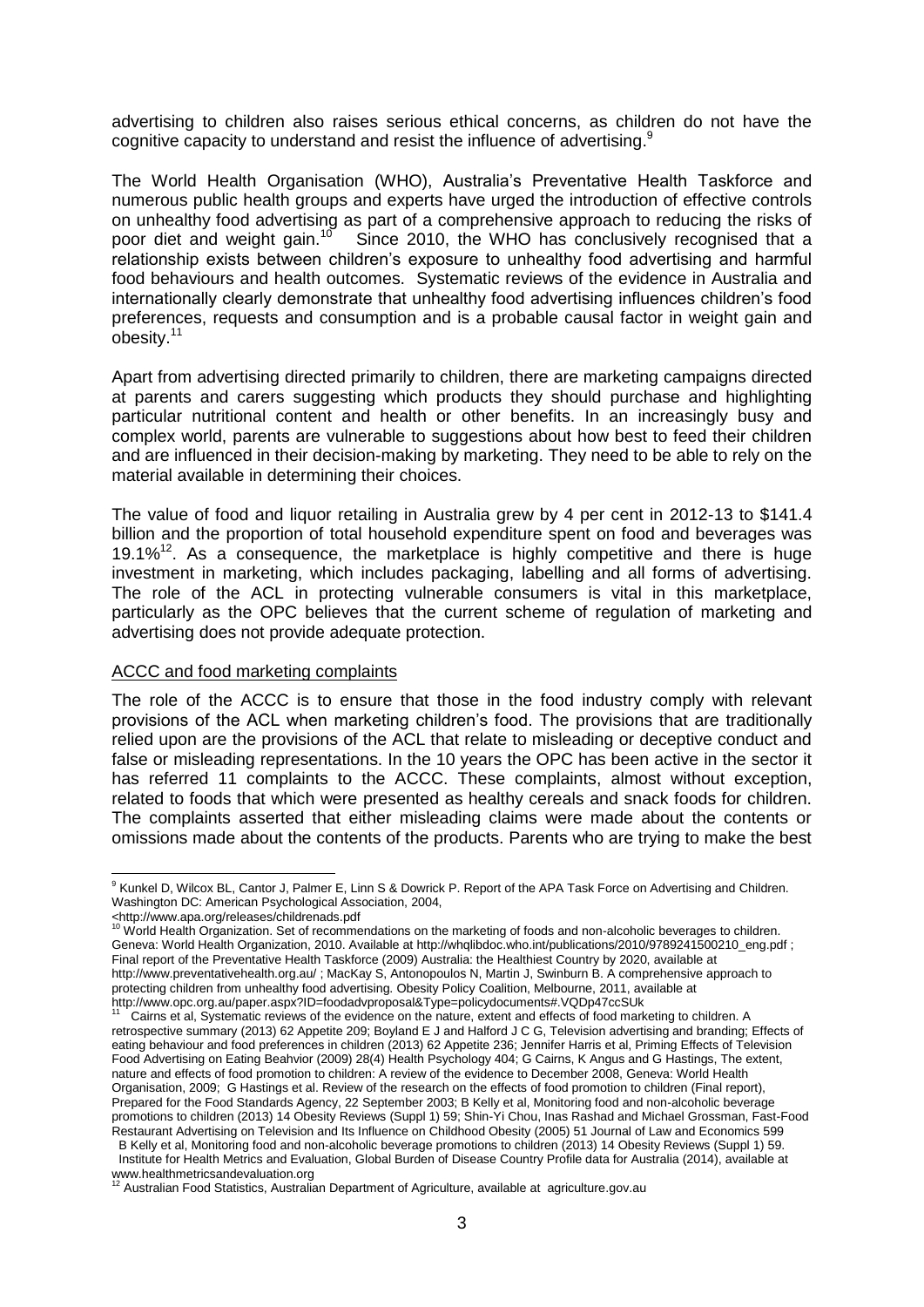advertising to children also raises serious ethical concerns, as children do not have the cognitive capacity to understand and resist the influence of advertising.[9]

The World Health Organisation (WHO), Australia's Preventative Health Taskforce and numerous public health groups and experts have urged the introduction of effective controls on unhealthy food advertising as part of a comprehensive approach to reducing the risks of poor diet and weight gain.[10] Since 2010, the WHO has conclusively recognised that a relationship exists between children's exposure to unhealthy food advertising and harmful food behaviours and health outcomes. Systematic reviews of the evidence in Australia and internationally clearly demonstrate that unhealthy food advertising influences children's food preferences, requests and consumption and is a probable causal factor in weight gain and obesity.[11]

Apart from advertising directed primarily to children, there are marketing campaigns directed at parents and carers suggesting which products they should purchase and highlighting particular nutritional content and health or other benefits. In an increasingly busy and complex world, parents are vulnerable to suggestions about how best to feed their children and are influenced in their decision-making by marketing. They need to be able to rely on the material available in determining their choices.

The value of food and liquor retailing in Australia grew by 4 per cent in 2012-13 to $141.4 billion and the proportion of total household expenditure spent on food and beverages was 19.1%[12]. As a consequence, the marketplace is highly competitive and there is huge investment in marketing, which includes packaging, labelling and all forms of advertising. The role of the ACL in protecting vulnerable consumers is vital in this marketplace, particularly as the OPC believes that the current scheme of regulation of marketing and advertising does not provide adequate protection.

<u>ACCC and food marketing complaints</u>

The role of the ACCC is to ensure that those in the food industry comply with relevant provisions of the ACL when marketing children's food. The provisions that are traditionally relied upon are the provisions of the ACL that relate to misleading or deceptive conduct and false or misleading representations. In the 10 years the OPC has been active in the sector it has referred 11 complaints to the ACCC. These complaints, almost without exception, related to foods that which were presented as healthy cereals and snack foods for children. The complaints asserted that either misleading claims were made about the contents or omissions made about the contents of the products. Parents who are trying to make the best

---

[9] Kunkel D, Wilcox BL, Cantor J, Palmer E, Linn S & Dowrick P. Report of the APA Task Force on Advertising and Children. Washington DC: American Psychological Association, 2004, <http://www.apa.org/releases/childrenads.pdf

[10] World Health Organization. Set of recommendations on the marketing of foods and non-alcoholic beverages to children. Geneva: World Health Organization, 2010. Available at http://whqlibdoc.who.int/publications/2010/9789241500210_eng.pdf ; Final report of the Preventative Health Taskforce (2009) Australia: the Healthiest Country by 2020, available at http://www.preventativehealth.org.au/ ; MacKay S, Antonopoulos N, Martin J, Swinburn B. A comprehensive approach to protecting children from unhealthy food advertising. Obesity Policy Coalition, Melbourne, 2011, available at http://www.opc.org.au/paper.aspx?ID=foodadvproposal&Type=policydocuments#.VQDp47ccSUk

[11] Cairns et al, Systematic reviews of the evidence on the nature, extent and effects of food marketing to children. A retrospective summary (2013) 62 Appetite 209; Boyland E J and Halford J C G, Television advertising and branding; Effects of eating behaviour and food preferences in children (2013) 62 Appetite 236; Jennifer Harris et al, Priming Effects of Television Food Advertising on Eating Beahvior (2009) 28(4) Health Psychology 404; G Cairns, K Angus and G Hastings, The extent, nature and effects of food promotion to children: A review of the evidence to December 2008, Geneva: World Health Organisation, 2009; G Hastings et al. Review of the research on the effects of food promotion to children (Final report), Prepared for the Food Standards Agency, 22 September 2003; B Kelly et al, Monitoring food and non-alcoholic beverage promotions to children (2013) 14 Obesity Reviews (Suppl 1) 59; Shin-Yi Chou, Inas Rashad and Michael Grossman, Fast-Food Restaurant Advertising on Television and Its Influence on Childhood Obesity (2005) 51 Journal of Law and Economics 599 B Kelly et al, Monitoring food and non-alcoholic beverage promotions to children (2013) 14 Obesity Reviews (Suppl 1) 59. Institute for Health Metrics and Evaluation, Global Burden of Disease Country Profile data for Australia (2014), available at www.healthmetricsandevaluation.org

[12] Australian Food Statistics, Australian Department of Agriculture, available at agriculture.gov.au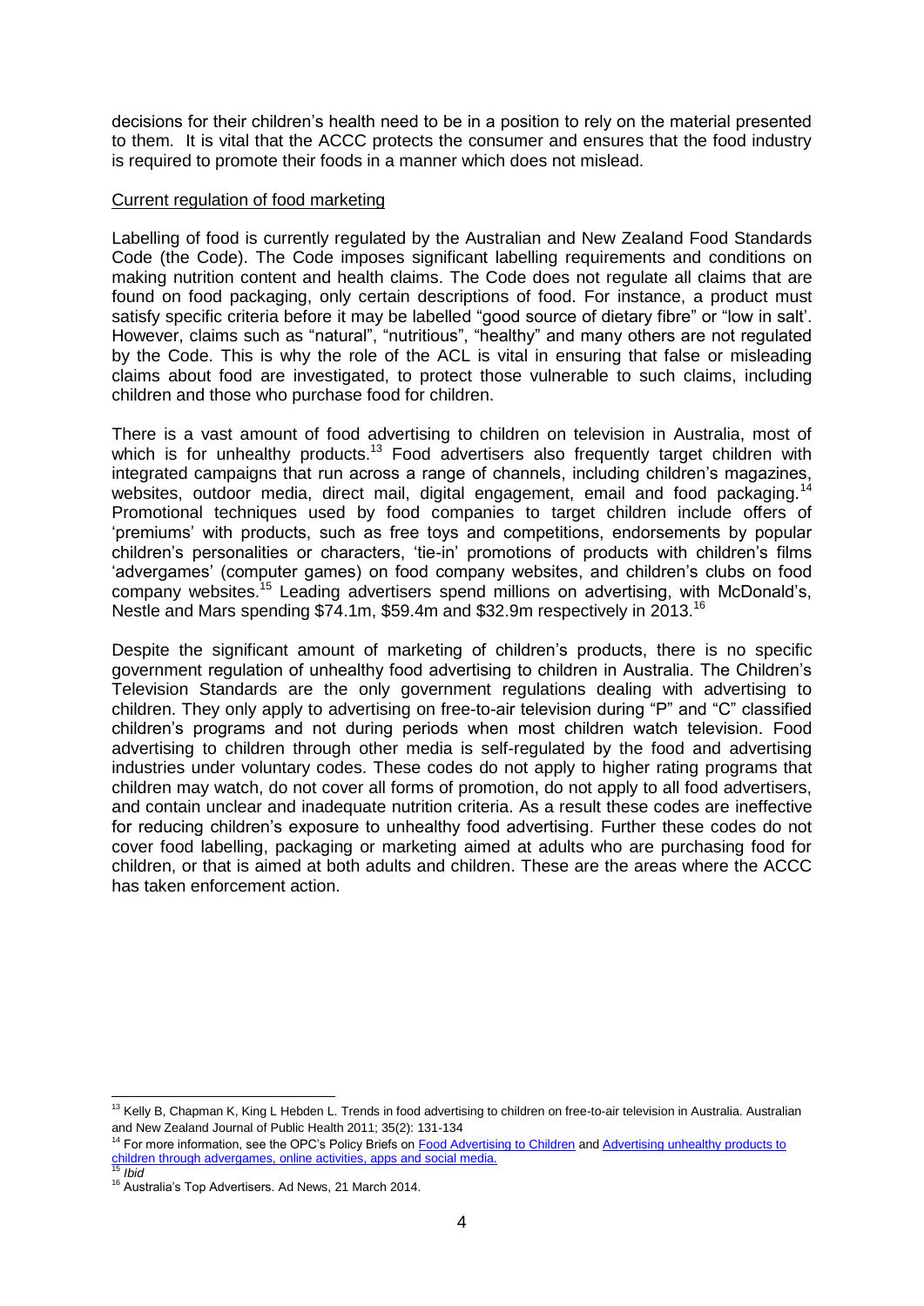decisions for their children's health need to be in a position to rely on the material presented to them. It is vital that the ACCC protects the consumer and ensures that the food industry is required to promote their foods in a manner which does not mislead.

Current regulation of food marketing

Labelling of food is currently regulated by the Australian and New Zealand Food Standards Code (the Code). The Code imposes significant labelling requirements and conditions on making nutrition content and health claims. The Code does not regulate all claims that are found on food packaging, only certain descriptions of food. For instance, a product must satisfy specific criteria before it may be labelled "good source of dietary fibre" or "low in salt'. However, claims such as "natural", "nutritious", "healthy" and many others are not regulated by the Code. This is why the role of the ACL is vital in ensuring that false or misleading claims about food are investigated, to protect those vulnerable to such claims, including children and those who purchase food for children.

There is a vast amount of food advertising to children on television in Australia, most of which is for unhealthy products.[13] Food advertisers also frequently target children with integrated campaigns that run across a range of channels, including children's magazines, websites, outdoor media, direct mail, digital engagement, email and food packaging.[14] Promotional techniques used by food companies to target children include offers of 'premiums' with products, such as free toys and competitions, endorsements by popular children's personalities or characters, 'tie-in' promotions of products with children's films 'advergames' (computer games) on food company websites, and children's clubs on food company websites.[15] Leading advertisers spend millions on advertising, with McDonald's, Nestle and Mars spending $74.1m, $59.4m and $32.9m respectively in 2013.[16]

Despite the significant amount of marketing of children's products, there is no specific government regulation of unhealthy food advertising to children in Australia. The Children's Television Standards are the only government regulations dealing with advertising to children. They only apply to advertising on free-to-air television during "P" and "C" classified children's programs and not during periods when most children watch television. Food advertising to children through other media is self-regulated by the food and advertising industries under voluntary codes. These codes do not apply to higher rating programs that children may watch, do not cover all forms of promotion, do not apply to all food advertisers, and contain unclear and inadequate nutrition criteria. As a result these codes are ineffective for reducing children's exposure to unhealthy food advertising. Further these codes do not cover food labelling, packaging or marketing aimed at adults who are purchasing food for children, or that is aimed at both adults and children. These are the areas where the ACCC has taken enforcement action.

---

[13] Kelly B, Chapman K, King L Hebden L. Trends in food advertising to children on free-to-air television in Australia. Australian and New Zealand Journal of Public Health 2011; 35(2): 131-134

[14] For more information, see the OPC's Policy Briefs on Food Advertising to Children and Advertising unhealthy products to children through advergames, online activities, apps and social media.

[15] *Ibid*

[16] Australia's Top Advertisers. Ad News, 21 March 2014.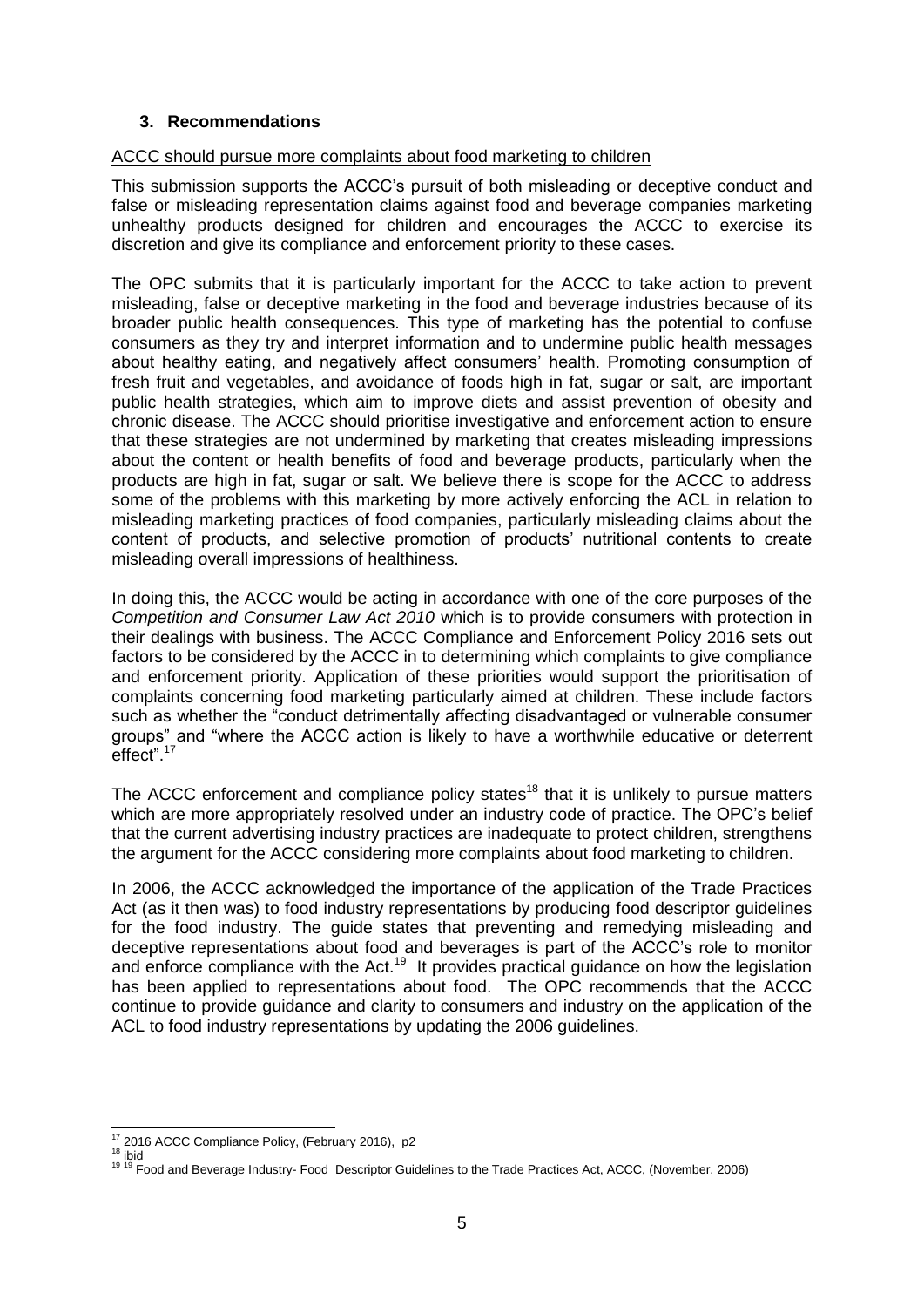## 3. Recommendations

ACCC should pursue more complaints about food marketing to children

This submission supports the ACCC's pursuit of both misleading or deceptive conduct and false or misleading representation claims against food and beverage companies marketing unhealthy products designed for children and encourages the ACCC to exercise its discretion and give its compliance and enforcement priority to these cases.

The OPC submits that it is particularly important for the ACCC to take action to prevent misleading, false or deceptive marketing in the food and beverage industries because of its broader public health consequences. This type of marketing has the potential to confuse consumers as they try and interpret information and to undermine public health messages about healthy eating, and negatively affect consumers' health. Promoting consumption of fresh fruit and vegetables, and avoidance of foods high in fat, sugar or salt, are important public health strategies, which aim to improve diets and assist prevention of obesity and chronic disease. The ACCC should prioritise investigative and enforcement action to ensure that these strategies are not undermined by marketing that creates misleading impressions about the content or health benefits of food and beverage products, particularly when the products are high in fat, sugar or salt. We believe there is scope for the ACCC to address some of the problems with this marketing by more actively enforcing the ACL in relation to misleading marketing practices of food companies, particularly misleading claims about the content of products, and selective promotion of products' nutritional contents to create misleading overall impressions of healthiness.

In doing this, the ACCC would be acting in accordance with one of the core purposes of the *Competition and Consumer Law Act 2010* which is to provide consumers with protection in their dealings with business. The ACCC Compliance and Enforcement Policy 2016 sets out factors to be considered by the ACCC in to determining which complaints to give compliance and enforcement priority. Application of these priorities would support the prioritisation of complaints concerning food marketing particularly aimed at children. These include factors such as whether the "conduct detrimentally affecting disadvantaged or vulnerable consumer groups" and "where the ACCC action is likely to have a worthwhile educative or deterrent effect".[17]

The ACCC enforcement and compliance policy states[18] that it is unlikely to pursue matters which are more appropriately resolved under an industry code of practice. The OPC's belief that the current advertising industry practices are inadequate to protect children, strengthens the argument for the ACCC considering more complaints about food marketing to children.

In 2006, the ACCC acknowledged the importance of the application of the Trade Practices Act (as it then was) to food industry representations by producing food descriptor guidelines for the food industry. The guide states that preventing and remedying misleading and deceptive representations about food and beverages is part of the ACCC's role to monitor and enforce compliance with the Act.[19] It provides practical guidance on how the legislation has been applied to representations about food. The OPC recommends that the ACCC continue to provide guidance and clarity to consumers and industry on the application of the ACL to food industry representations by updating the 2006 guidelines.

---

[17] 2016 ACCC Compliance Policy, (February 2016), p2

[18] ibid

[19] [19] Food and Beverage Industry- Food Descriptor Guidelines to the Trade Practices Act, ACCC, (November, 2006)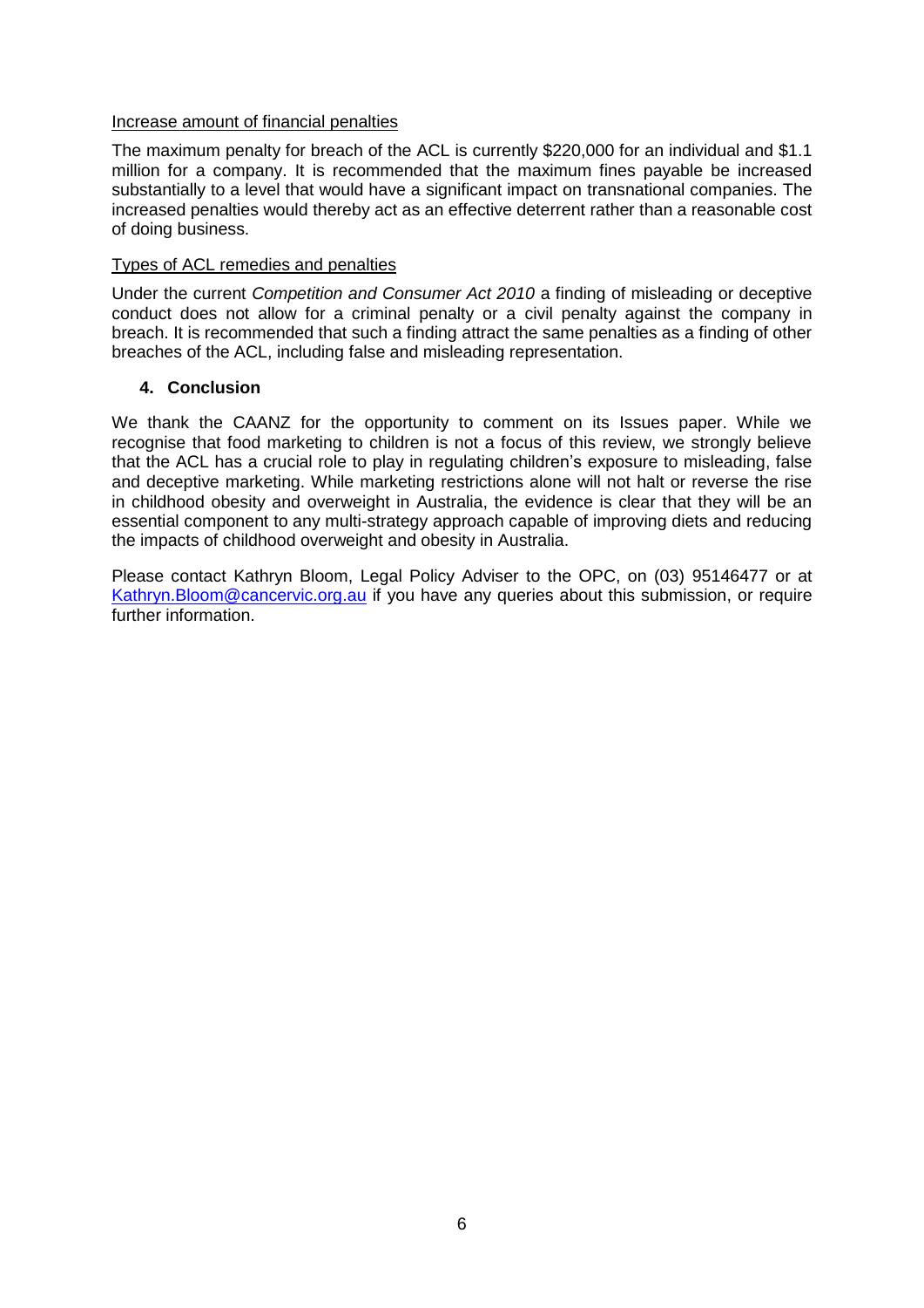Increase amount of financial penalties

The maximum penalty for breach of the ACL is currently $220,000 for an individual and $1.1 million for a company. It is recommended that the maximum fines payable be increased substantially to a level that would have a significant impact on transnational companies. The increased penalties would thereby act as an effective deterrent rather than a reasonable cost of doing business.

Types of ACL remedies and penalties

Under the current *Competition and Consumer Act 2010* a finding of misleading or deceptive conduct does not allow for a criminal penalty or a civil penalty against the company in breach. It is recommended that such a finding attract the same penalties as a finding of other breaches of the ACL, including false and misleading representation.

## 4. Conclusion

We thank the CAANZ for the opportunity to comment on its Issues paper. While we recognise that food marketing to children is not a focus of this review, we strongly believe that the ACL has a crucial role to play in regulating children's exposure to misleading, false and deceptive marketing. While marketing restrictions alone will not halt or reverse the rise in childhood obesity and overweight in Australia, the evidence is clear that they will be an essential component to any multi-strategy approach capable of improving diets and reducing the impacts of childhood overweight and obesity in Australia.

Please contact Kathryn Bloom, Legal Policy Adviser to the OPC, on (03) 95146477 or at Kathryn.Bloom@cancervic.org.au if you have any queries about this submission, or require further information.